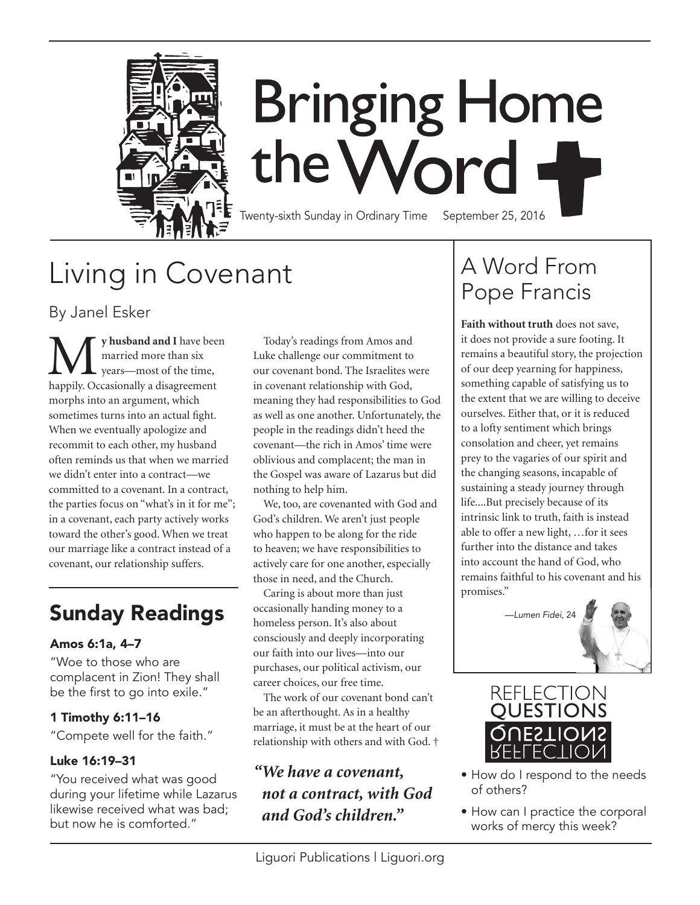# Bringing Home the Word

Twenty-sixth Sunday in Ordinary Time September 25, 2016

## Living in Covenant

By Janel Esker

**My husband and I** have been married more than six years—most of the time, happily. Occasionally a disagreement morphs into an argument, which sometimes turns into an actual fight. When we eventually apologize and recommit to each other, my husband often reminds us that when we married we didn't enter into a contract—we committed to a covenant. In a contract, the parties focus on "what's in it for me"; in a covenant, each party actively works toward the other's good. When we treat our marriage like a contract instead of a covenant, our relationship suffers.

Today's readings from Amos and Luke challenge our commitment to our covenant bond. The Israelites were in covenant relationship with God, meaning they had responsibilities to God as well as one another. Unfortunately, the people in the readings didn't heed the covenant—the rich in Amos' time were oblivious and complacent; the man in the Gospel was aware of Lazarus but did nothing to help him.

We, too, are covenanted with God and God's children. We aren't just people who happen to be along for the ride to heaven; we have responsibilities to actively care for one another, especially those in need, and the Church.

Caring is about more than just occasionally handing money to a homeless person. It's also about consciously and deeply incorporating our faith into our lives—into our purchases, our political activism, our career choices, our free time.

The work of our covenant bond can't be an afterthought. As in a healthy marriage, it must be at the heart of our relationship with others and with God. †

***"We have a covenant, not a contract, with God and God's children."***

## Sunday Readings

### Amos 6:1a, 4–7

"Woe to those who are complacent in Zion! They shall be the first to go into exile."

### 1 Timothy 6:11–16

"Compete well for the faith."

### Luke 16:19–31

"You received what was good during your lifetime while Lazarus likewise received what was bad; but now he is comforted."

## A Word From Pope Francis

**Faith without truth** does not save, it does not provide a sure footing. It remains a beautiful story, the projection of our deep yearning for happiness, something capable of satisfying us to the extent that we are willing to deceive ourselves. Either that, or it is reduced to a lofty sentiment which brings consolation and cheer, yet remains prey to the vagaries of our spirit and the changing seasons, incapable of sustaining a steady journey through life....But precisely because of its intrinsic link to truth, faith is instead able to offer a new light, …for it sees further into the distance and takes into account the hand of God, who remains faithful to his covenant and his promises."

—*Lumen Fidei*, 24

## Reflection Questions

- How do I respond to the needs of others?
- How can I practice the corporal works of mercy this week?

Liguori Publications | Liguori.org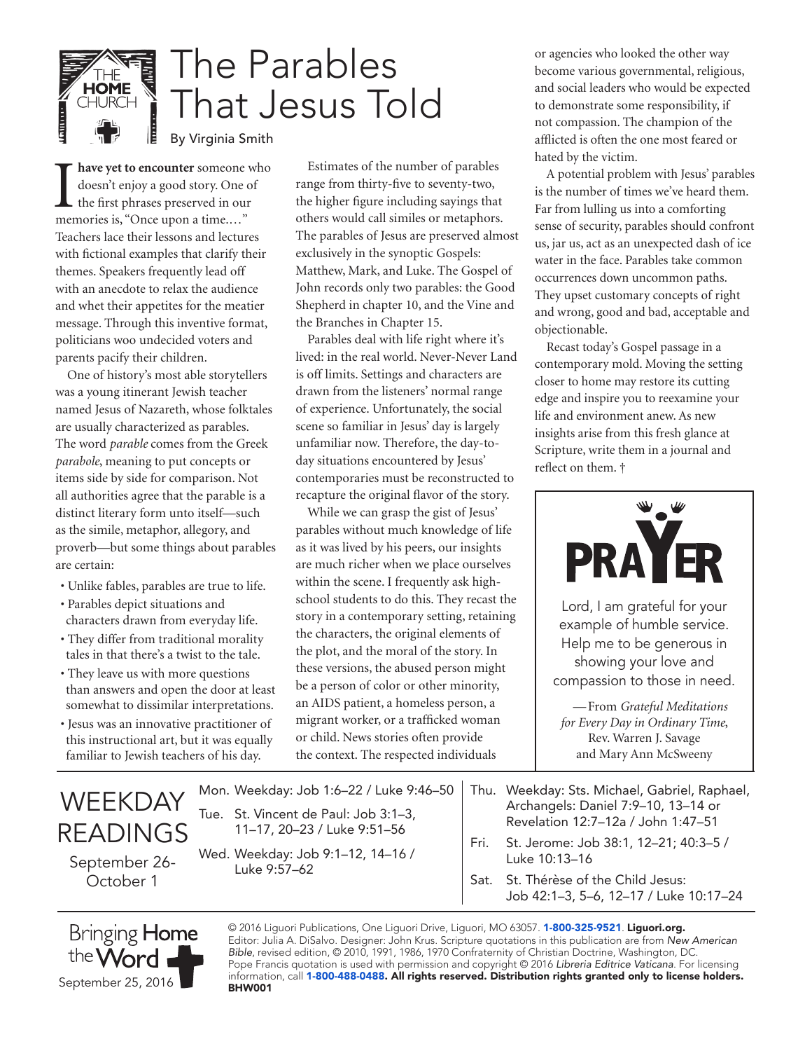# The Parables That Jesus Told

By Virginia Smith

**I have yet to encounter** someone who doesn't enjoy a good story. One of the first phrases preserved in our memories is, "Once upon a time.…" Teachers lace their lessons and lectures with fictional examples that clarify their themes. Speakers frequently lead off with an anecdote to relax the audience and whet their appetites for the meatier message. Through this inventive format, politicians woo undecided voters and parents pacify their children.

One of history's most able storytellers was a young itinerant Jewish teacher named Jesus of Nazareth, whose folktales are usually characterized as parables. The word *parable* comes from the Greek *parabole*, meaning to put concepts or items side by side for comparison. Not all authorities agree that the parable is a distinct literary form unto itself—such as the simile, metaphor, allegory, and proverb—but some things about parables are certain:

- Unlike fables, parables are true to life.
- Parables depict situations and characters drawn from everyday life.
- They differ from traditional morality tales in that there's a twist to the tale.
- They leave us with more questions than answers and open the door at least somewhat to dissimilar interpretations.
- Jesus was an innovative practitioner of this instructional art, but it was equally familiar to Jewish teachers of his day.

Estimates of the number of parables range from thirty-five to seventy-two, the higher figure including sayings that others would call similes or metaphors. The parables of Jesus are preserved almost exclusively in the synoptic Gospels: Matthew, Mark, and Luke. The Gospel of John records only two parables: the Good Shepherd in chapter 10, and the Vine and the Branches in Chapter 15.

Parables deal with life right where it's lived: in the real world. Never-Never Land is off limits. Settings and characters are drawn from the listeners' normal range of experience. Unfortunately, the social scene so familiar in Jesus' day is largely unfamiliar now. Therefore, the day-to-day situations encountered by Jesus' contemporaries must be reconstructed to recapture the original flavor of the story.

While we can grasp the gist of Jesus' parables without much knowledge of life as it was lived by his peers, our insights are much richer when we place ourselves within the scene. I frequently ask high-school students to do this. They recast the story in a contemporary setting, retaining the characters, the original elements of the plot, and the moral of the story. In these versions, the abused person might be a person of color or other minority, an AIDS patient, a homeless person, a migrant worker, or a trafficked woman or child. News stories often provide the context. The respected individuals or agencies who looked the other way become various governmental, religious, and social leaders who would be expected to demonstrate some responsibility, if not compassion. The champion of the afflicted is often the one most feared or hated by the victim.

A potential problem with Jesus' parables is the number of times we've heard them. Far from lulling us into a comforting sense of security, parables should confront us, jar us, act as an unexpected dash of ice water in the face. Parables take common occurrences down uncommon paths. They upset customary concepts of right and wrong, good and bad, acceptable and objectionable.

Recast today's Gospel passage in a contemporary mold. Moving the setting closer to home may restore its cutting edge and inspire you to reexamine your life and environment anew. As new insights arise from this fresh glance at Scripture, write them in a journal and reflect on them. †

## PRAYER

Lord, I am grateful for your example of humble service. Help me to be generous in showing your love and compassion to those in need.

—From *Grateful Meditations for Every Day in Ordinary Time*, Rev. Warren J. Savage and Mary Ann McSweeny

## WEEKDAY READINGS

September 26-October 1

Mon. Weekday: Job 1:6–22 / Luke 9:46–50

Tue. St. Vincent de Paul: Job 3:1–3, 11–17, 20–23 / Luke 9:51–56

Wed. Weekday: Job 9:1–12, 14–16 / Luke 9:57–62

Thu. Weekday: Sts. Michael, Gabriel, Raphael, Archangels: Daniel 7:9–10, 13–14 or Revelation 12:7–12a / John 1:47–51

Fri. St. Jerome: Job 38:1, 12–21; 40:3–5 / Luke 10:13–16

Sat. St. Thérèse of the Child Jesus: Job 42:1–3, 5–6, 12–17 / Luke 10:17–24

Bringing Home the Word
September 25, 2016

© 2016 Liguori Publications, One Liguori Drive, Liguori, MO 63057. 1-800-325-9521. Liguori.org. Editor: Julia A. DiSalvo. Designer: John Krus. Scripture quotations in this publication are from *New American Bible*, revised edition, © 2010, 1991, 1986, 1970 Confraternity of Christian Doctrine, Washington, DC. Pope Francis quotation is used with permission and copyright © 2016 *Libreria Editrice Vaticana*. For licensing information, call 1-800-488-0488. **All rights reserved. Distribution rights granted only to license holders.** BHW001